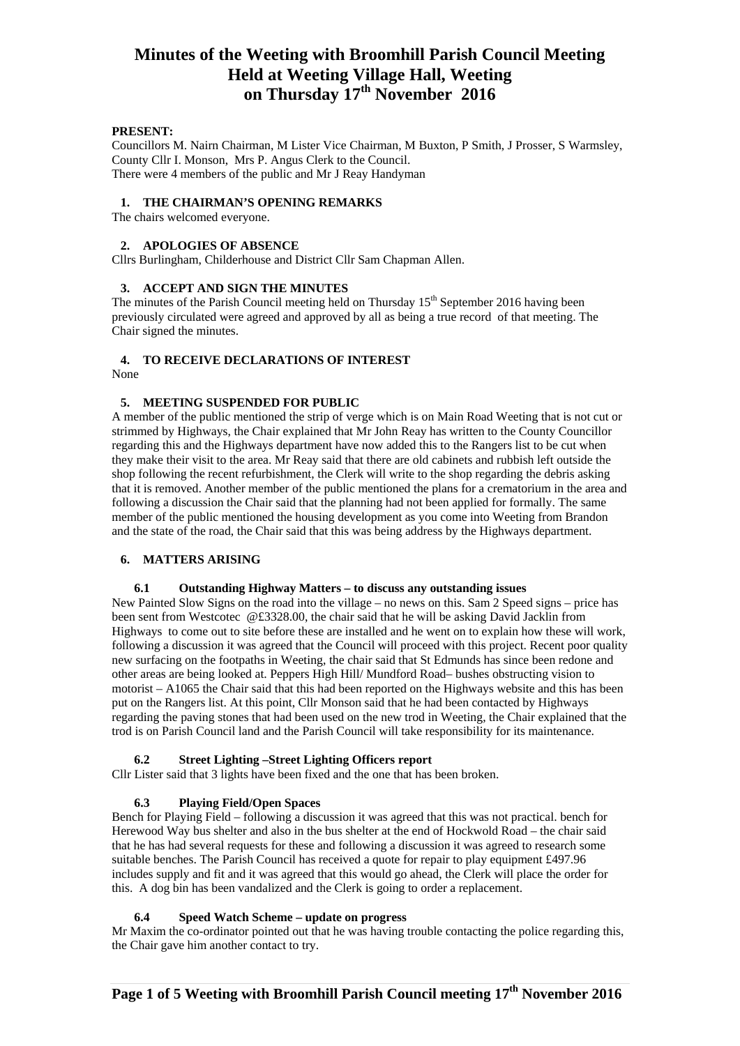# Minutes of the Weeting with Broomhill Parish Council Meeting Held at Weeting Village Hall, Weeting on Thursday 17th November 2016

**PRESENT:**

Councillors M. Nairn Chairman, M Lister Vice Chairman, M Buxton, P Smith, J Prosser, S Warmsley, County Cllr I. Monson, Mrs P. Angus Clerk to the Council.
There were 4 members of the public and Mr J Reay Handyman

### 1. THE CHAIRMAN'S OPENING REMARKS

The chairs welcomed everyone.

### 2. APOLOGIES OF ABSENCE

Cllrs Burlingham, Childerhouse and District Cllr Sam Chapman Allen.

### 3. ACCEPT AND SIGN THE MINUTES

The minutes of the Parish Council meeting held on Thursday 15th September 2016 having been previously circulated were agreed and approved by all as being a true record of that meeting. The Chair signed the minutes.

### 4. TO RECEIVE DECLARATIONS OF INTEREST

None

### 5. MEETING SUSPENDED FOR PUBLIC

A member of the public mentioned the strip of verge which is on Main Road Weeting that is not cut or strimmed by Highways, the Chair explained that Mr John Reay has written to the County Councillor regarding this and the Highways department have now added this to the Rangers list to be cut when they make their visit to the area. Mr Reay said that there are old cabinets and rubbish left outside the shop following the recent refurbishment, the Clerk will write to the shop regarding the debris asking that it is removed. Another member of the public mentioned the plans for a crematorium in the area and following a discussion the Chair said that the planning had not been applied for formally. The same member of the public mentioned the housing development as you come into Weeting from Brandon and the state of the road, the Chair said that this was being address by the Highways department.

### 6. MATTERS ARISING

#### 6.1 Outstanding Highway Matters – to discuss any outstanding issues

New Painted Slow Signs on the road into the village – no news on this. Sam 2 Speed signs – price has been sent from Westcotec @£3328.00, the chair said that he will be asking David Jacklin from Highways to come out to site before these are installed and he went on to explain how these will work, following a discussion it was agreed that the Council will proceed with this project. Recent poor quality new surfacing on the footpaths in Weeting, the chair said that St Edmunds has since been redone and other areas are being looked at. Peppers High Hill/ Mundford Road– bushes obstructing vision to motorist – A1065 the Chair said that this had been reported on the Highways website and this has been put on the Rangers list. At this point, Cllr Monson said that he had been contacted by Highways regarding the paving stones that had been used on the new trod in Weeting, the Chair explained that the trod is on Parish Council land and the Parish Council will take responsibility for its maintenance.

#### 6.2 Street Lighting –Street Lighting Officers report

Cllr Lister said that 3 lights have been fixed and the one that has been broken.

#### 6.3 Playing Field/Open Spaces

Bench for Playing Field – following a discussion it was agreed that this was not practical. bench for Herewood Way bus shelter and also in the bus shelter at the end of Hockwold Road – the chair said that he has had several requests for these and following a discussion it was agreed to research some suitable benches. The Parish Council has received a quote for repair to play equipment £497.96 includes supply and fit and it was agreed that this would go ahead, the Clerk will place the order for this. A dog bin has been vandalized and the Clerk is going to order a replacement.

#### 6.4 Speed Watch Scheme – update on progress

Mr Maxim the co-ordinator pointed out that he was having trouble contacting the police regarding this, the Chair gave him another contact to try.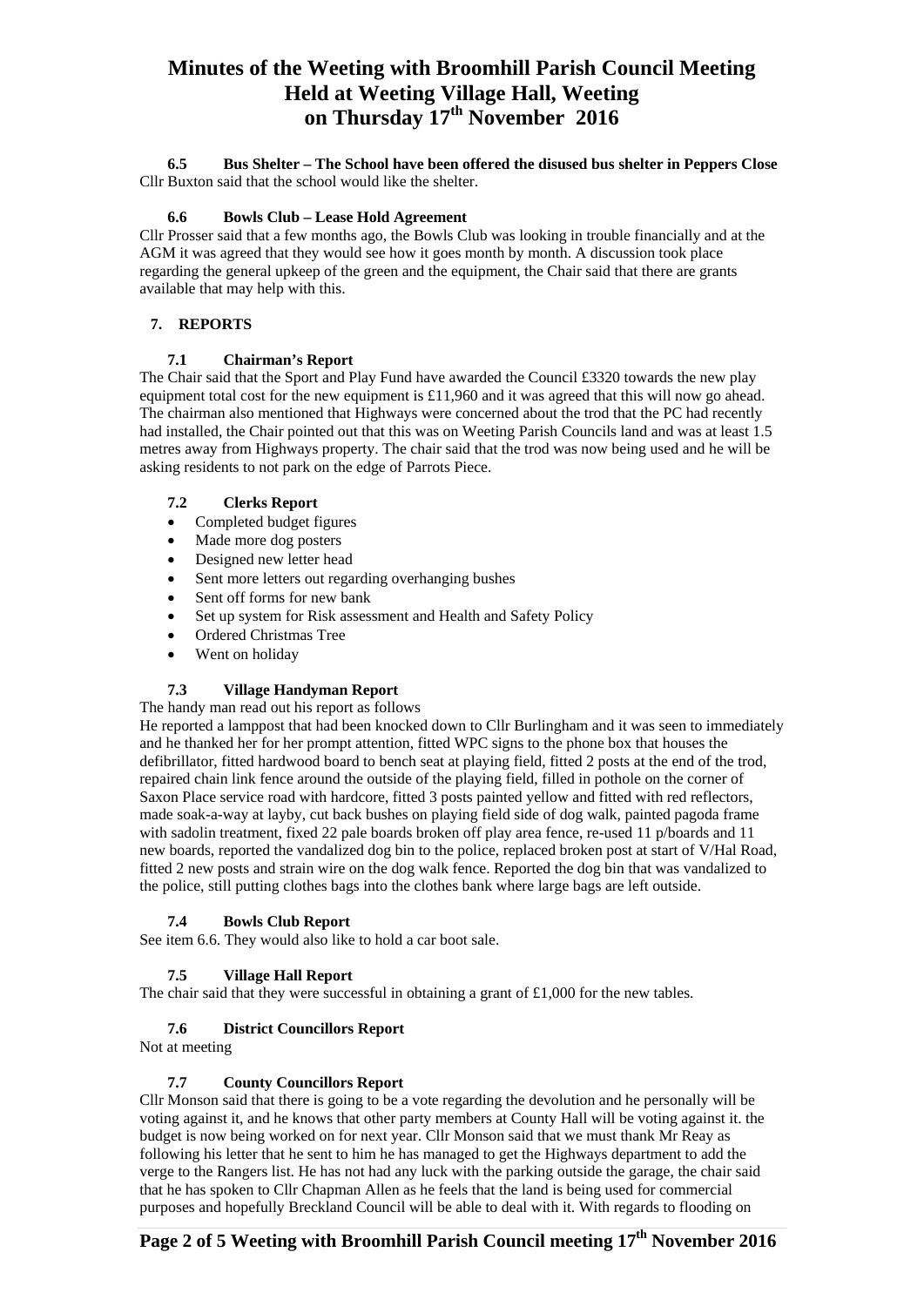# Minutes of the Weeting with Broomhill Parish Council Meeting Held at Weeting Village Hall, Weeting on Thursday 17th November 2016

**6.5 Bus Shelter – The School have been offered the disused bus shelter in Peppers Close**

Cllr Buxton said that the school would like the shelter.

**6.6 Bowls Club – Lease Hold Agreement**

Cllr Prosser said that a few months ago, the Bowls Club was looking in trouble financially and at the AGM it was agreed that they would see how it goes month by month. A discussion took place regarding the general upkeep of the green and the equipment, the Chair said that there are grants available that may help with this.

## 7. REPORTS

**7.1 Chairman's Report**

The Chair said that the Sport and Play Fund have awarded the Council £3320 towards the new play equipment total cost for the new equipment is £11,960 and it was agreed that this will now go ahead. The chairman also mentioned that Highways were concerned about the trod that the PC had recently had installed, the Chair pointed out that this was on Weeting Parish Councils land and was at least 1.5 metres away from Highways property. The chair said that the trod was now being used and he will be asking residents to not park on the edge of Parrots Piece.

**7.2 Clerks Report**

- Completed budget figures
- Made more dog posters
- Designed new letter head
- Sent more letters out regarding overhanging bushes
- Sent off forms for new bank
- Set up system for Risk assessment and Health and Safety Policy
- Ordered Christmas Tree
- Went on holiday

**7.3 Village Handyman Report**

The handy man read out his report as follows

He reported a lamppost that had been knocked down to Cllr Burlingham and it was seen to immediately and he thanked her for her prompt attention, fitted WPC signs to the phone box that houses the defibrillator, fitted hardwood board to bench seat at playing field, fitted 2 posts at the end of the trod, repaired chain link fence around the outside of the playing field, filled in pothole on the corner of Saxon Place service road with hardcore, fitted 3 posts painted yellow and fitted with red reflectors, made soak-a-way at layby, cut back bushes on playing field side of dog walk, painted pagoda frame with sadolin treatment, fixed 22 pale boards broken off play area fence, re-used 11 p/boards and 11 new boards, reported the vandalized dog bin to the police, replaced broken post at start of V/Hal Road, fitted 2 new posts and strain wire on the dog walk fence. Reported the dog bin that was vandalized to the police, still putting clothes bags into the clothes bank where large bags are left outside.

**7.4 Bowls Club Report**

See item 6.6. They would also like to hold a car boot sale.

**7.5 Village Hall Report**

The chair said that they were successful in obtaining a grant of £1,000 for the new tables.

**7.6 District Councillors Report**

Not at meeting

**7.7 County Councillors Report**

Cllr Monson said that there is going to be a vote regarding the devolution and he personally will be voting against it, and he knows that other party members at County Hall will be voting against it. the budget is now being worked on for next year. Cllr Monson said that we must thank Mr Reay as following his letter that he sent to him he has managed to get the Highways department to add the verge to the Rangers list. He has not had any luck with the parking outside the garage, the chair said that he has spoken to Cllr Chapman Allen as he feels that the land is being used for commercial purposes and hopefully Breckland Council will be able to deal with it. With regards to flooding on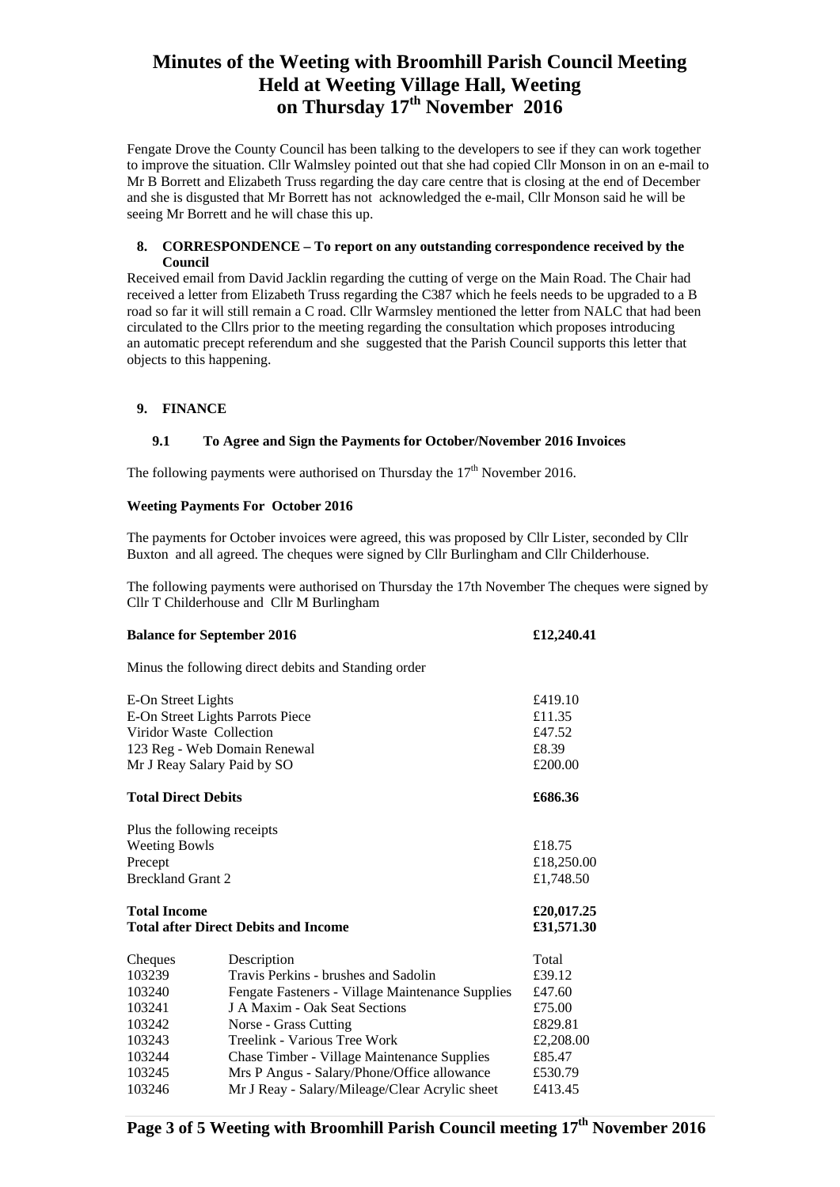# Minutes of the Weeting with Broomhill Parish Council Meeting Held at Weeting Village Hall, Weeting on Thursday 17th November 2016

Fengate Drove the County Council has been talking to the developers to see if they can work together to improve the situation. Cllr Walmsley pointed out that she had copied Cllr Monson in on an e-mail to Mr B Borrett and Elizabeth Truss regarding the day care centre that is closing at the end of December and she is disgusted that Mr Borrett has not acknowledged the e-mail, Cllr Monson said he will be seeing Mr Borrett and he will chase this up.

**8. CORRESPONDENCE – To report on any outstanding correspondence received by the Council**

Received email from David Jacklin regarding the cutting of verge on the Main Road. The Chair had received a letter from Elizabeth Truss regarding the C387 which he feels needs to be upgraded to a B road so far it will still remain a C road. Cllr Warmsley mentioned the letter from NALC that had been circulated to the Cllrs prior to the meeting regarding the consultation which proposes introducing an automatic precept referendum and she suggested that the Parish Council supports this letter that objects to this happening.

**9. FINANCE**

**9.1 To Agree and Sign the Payments for October/November 2016 Invoices**

The following payments were authorised on Thursday the 17th November 2016.

**Weeting Payments For October 2016**

The payments for October invoices were agreed, this was proposed by Cllr Lister, seconded by Cllr Buxton and all agreed. The cheques were signed by Cllr Burlingham and Cllr Childerhouse.

The following payments were authorised on Thursday the 17th November The cheques were signed by Cllr T Childerhouse and Cllr M Burlingham

| | | |
|---|---|---|
| **Balance for September 2016** | | **£12,240.41** |
| Minus the following direct debits and Standing order | | |
| E-On Street Lights | | £419.10 |
| E-On Street Lights Parrots Piece | | £11.35 |
| Viridor Waste Collection | | £47.52 |
| 123 Reg - Web Domain Renewal | | £8.39 |
| Mr J Reay Salary Paid by SO | | £200.00 |
| **Total Direct Debits** | | **£686.36** |
| Plus the following receipts | | |
| Weeting Bowls | | £18.75 |
| Precept | | £18,250.00 |
| Breckland Grant 2 | | £1,748.50 |
| **Total Income** | | **£20,017.25** |
| **Total after Direct Debits and Income** | | **£31,571.30** |
| Cheques | Description | Total |
| 103239 | Travis Perkins - brushes and Sadolin | £39.12 |
| 103240 | Fengate Fasteners - Village Maintenance Supplies | £47.60 |
| 103241 | J A Maxim - Oak Seat Sections | £75.00 |
| 103242 | Norse - Grass Cutting | £829.81 |
| 103243 | Treelink - Various Tree Work | £2,208.00 |
| 103244 | Chase Timber - Village Maintenance Supplies | £85.47 |
| 103245 | Mrs P Angus - Salary/Phone/Office allowance | £530.79 |
| 103246 | Mr J Reay - Salary/Mileage/Clear Acrylic sheet | £413.45 |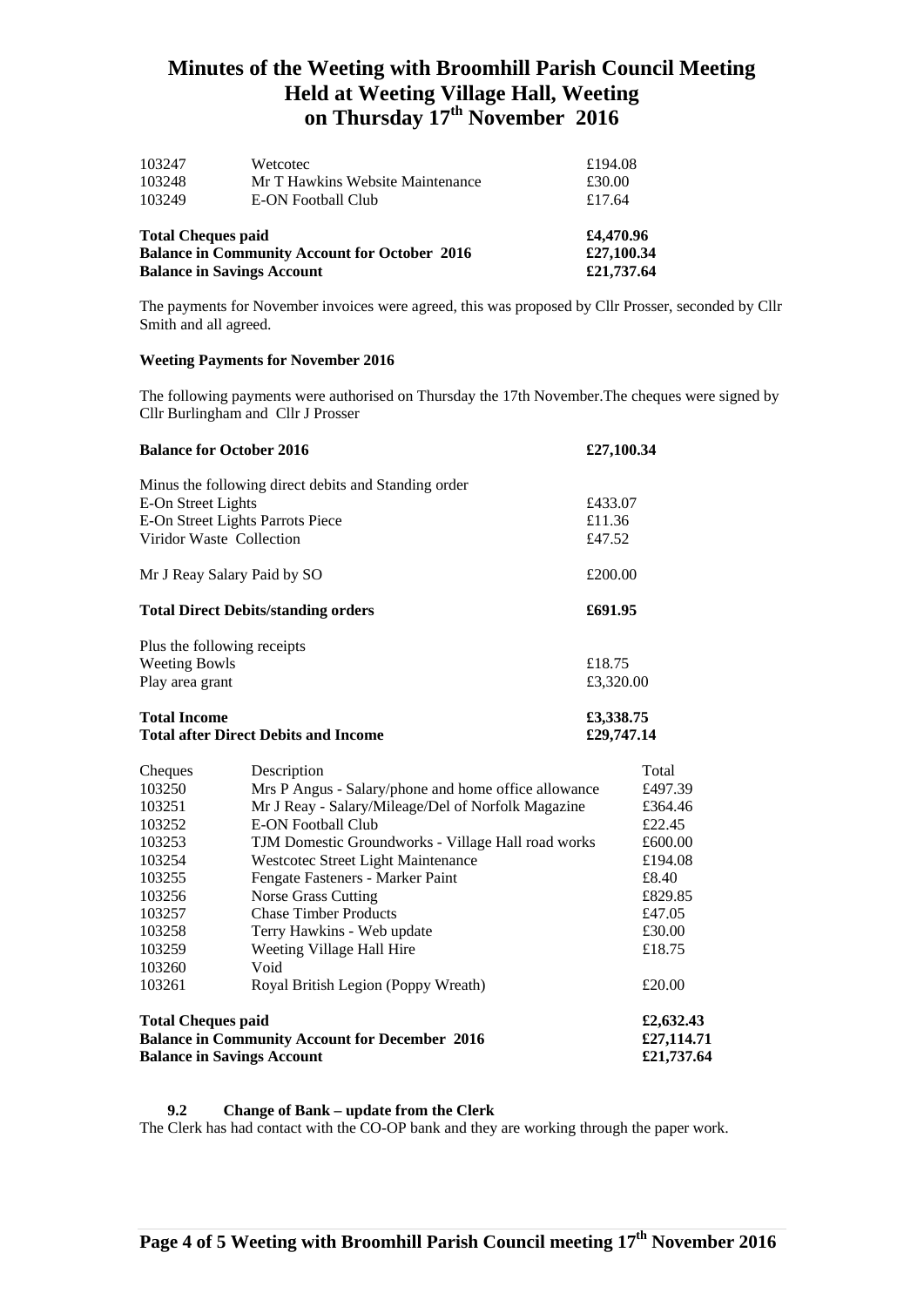# Minutes of the Weeting with Broomhill Parish Council Meeting Held at Weeting Village Hall, Weeting on Thursday 17th November 2016

| | | |
|---|---|---|
| 103247 | Wetcotec | £194.08 |
| 103248 | Mr T Hawkins Website Maintenance | £30.00 |
| 103249 | E-ON Football Club | £17.64 |
| **Total Cheques paid** | | **£4,470.96** |
| **Balance in Community Account for October 2016** | | **£27,100.34** |
| **Balance in Savings Account** | | **£21,737.64** |

The payments for November invoices were agreed, this was proposed by Cllr Prosser, seconded by Cllr Smith and all agreed.

**Weeting Payments for November 2016**

The following payments were authorised on Thursday the 17th November.The cheques were signed by Cllr Burlingham and Cllr J Prosser

| | |
|---|---|
| **Balance for October 2016** | **£27,100.34** |
| Minus the following direct debits and Standing order | |
| E-On Street Lights | £433.07 |
| E-On Street Lights Parrots Piece | £11.36 |
| Viridor Waste Collection | £47.52 |
| Mr J Reay Salary Paid by SO | £200.00 |
| **Total Direct Debits/standing orders** | **£691.95** |
| Plus the following receipts | |
| Weeting Bowls | £18.75 |
| Play area grant | £3,320.00 |
| **Total Income** | **£3,338.75** |
| **Total after Direct Debits and Income** | **£29,747.14** |

| Cheques | Description | Total |
|---|---|---|
| 103250 | Mrs P Angus - Salary/phone and home office allowance | £497.39 |
| 103251 | Mr J Reay - Salary/Mileage/Del of Norfolk Magazine | £364.46 |
| 103252 | E-ON Football Club | £22.45 |
| 103253 | TJM Domestic Groundworks - Village Hall road works | £600.00 |
| 103254 | Westcotec Street Light Maintenance | £194.08 |
| 103255 | Fengate Fasteners - Marker Paint | £8.40 |
| 103256 | Norse Grass Cutting | £829.85 |
| 103257 | Chase Timber Products | £47.05 |
| 103258 | Terry Hawkins - Web update | £30.00 |
| 103259 | Weeting Village Hall Hire | £18.75 |
| 103260 | Void | |
| 103261 | Royal British Legion (Poppy Wreath) | £20.00 |
| **Total Cheques paid** | | **£2,632.43** |
| **Balance in Community Account for December 2016** | | **£27,114.71** |
| **Balance in Savings Account** | | **£21,737.64** |

**9.2 Change of Bank – update from the Clerk**

The Clerk has had contact with the CO-OP bank and they are working through the paper work.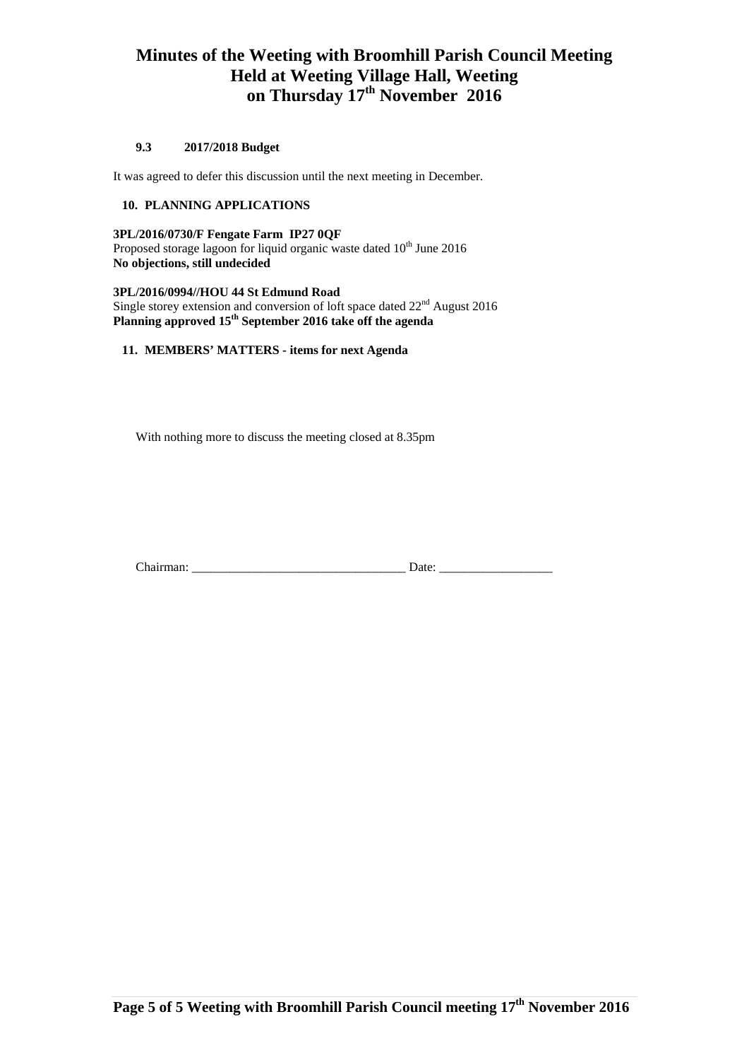# Minutes of the Weeting with Broomhill Parish Council Meeting Held at Weeting Village Hall, Weeting on Thursday 17th November 2016

**9.3 2017/2018 Budget**

It was agreed to defer this discussion until the next meeting in December.

**10. PLANNING APPLICATIONS**

**3PL/2016/0730/F Fengate Farm IP27 0QF**
Proposed storage lagoon for liquid organic waste dated 10th June 2016
**No objections, still undecided**

**3PL/2016/0994//HOU 44 St Edmund Road**
Single storey extension and conversion of loft space dated 22nd August 2016
**Planning approved 15th September 2016 take off the agenda**

**11. MEMBERS' MATTERS - items for next Agenda**

With nothing more to discuss the meeting closed at 8.35pm

Chairman: ________________________________ Date: _________________